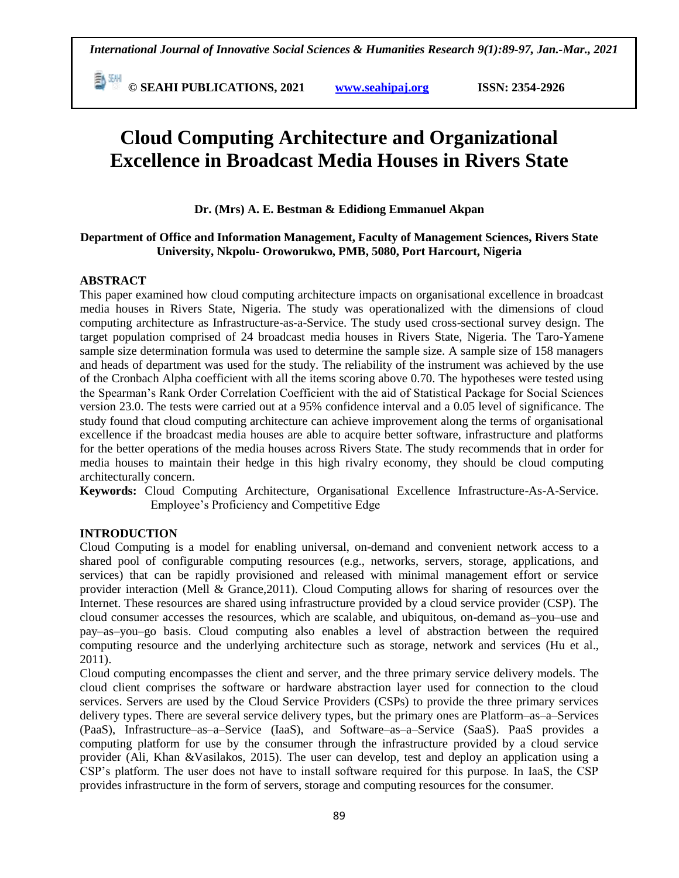# Cloud Computing Architecture and Organizational Excellence in Broadcast Media Houses in Rivers State

**Dr. (Mrs) A. E. Bestman & Edidiong Emmanuel Akpan**

**Department of Office and Information Management, Faculty of Management Sciences, Rivers State University, Nkpolu- Oroworukwo, PMB, 5080, Port Harcourt, Nigeria**

## ABSTRACT

This paper examined how cloud computing architecture impacts on organisational excellence in broadcast media houses in Rivers State, Nigeria. The study was operationalized with the dimensions of cloud computing architecture as Infrastructure-as-a-Service. The study used cross-sectional survey design. The target population comprised of 24 broadcast media houses in Rivers State, Nigeria. The Taro-Yamene sample size determination formula was used to determine the sample size. A sample size of 158 managers and heads of department was used for the study. The reliability of the instrument was achieved by the use of the Cronbach Alpha coefficient with all the items scoring above 0.70. The hypotheses were tested using the Spearman's Rank Order Correlation Coefficient with the aid of Statistical Package for Social Sciences version 23.0. The tests were carried out at a 95% confidence interval and a 0.05 level of significance. The study found that cloud computing architecture can achieve improvement along the terms of organisational excellence if the broadcast media houses are able to acquire better software, infrastructure and platforms for the better operations of the media houses across Rivers State. The study recommends that in order for media houses to maintain their hedge in this high rivalry economy, they should be cloud computing architecturally concern.

**Keywords:** Cloud Computing Architecture, Organisational Excellence Infrastructure-As-A-Service. Employee's Proficiency and Competitive Edge

## INTRODUCTION

Cloud Computing is a model for enabling universal, on-demand and convenient network access to a shared pool of configurable computing resources (e.g., networks, servers, storage, applications, and services) that can be rapidly provisioned and released with minimal management effort or service provider interaction (Mell & Grance,2011). Cloud Computing allows for sharing of resources over the Internet. These resources are shared using infrastructure provided by a cloud service provider (CSP). The cloud consumer accesses the resources, which are scalable, and ubiquitous, on-demand as–you–use and pay–as–you–go basis. Cloud computing also enables a level of abstraction between the required computing resource and the underlying architecture such as storage, network and services (Hu et al., 2011).

Cloud computing encompasses the client and server, and the three primary service delivery models. The cloud client comprises the software or hardware abstraction layer used for connection to the cloud services. Servers are used by the Cloud Service Providers (CSPs) to provide the three primary services delivery types. There are several service delivery types, but the primary ones are Platform–as–a–Services (PaaS), Infrastructure–as–a–Service (IaaS), and Software–as–a–Service (SaaS). PaaS provides a computing platform for use by the consumer through the infrastructure provided by a cloud service provider (Ali, Khan &Vasilakos, 2015). The user can develop, test and deploy an application using a CSP's platform. The user does not have to install software required for this purpose. In IaaS, the CSP provides infrastructure in the form of servers, storage and computing resources for the consumer.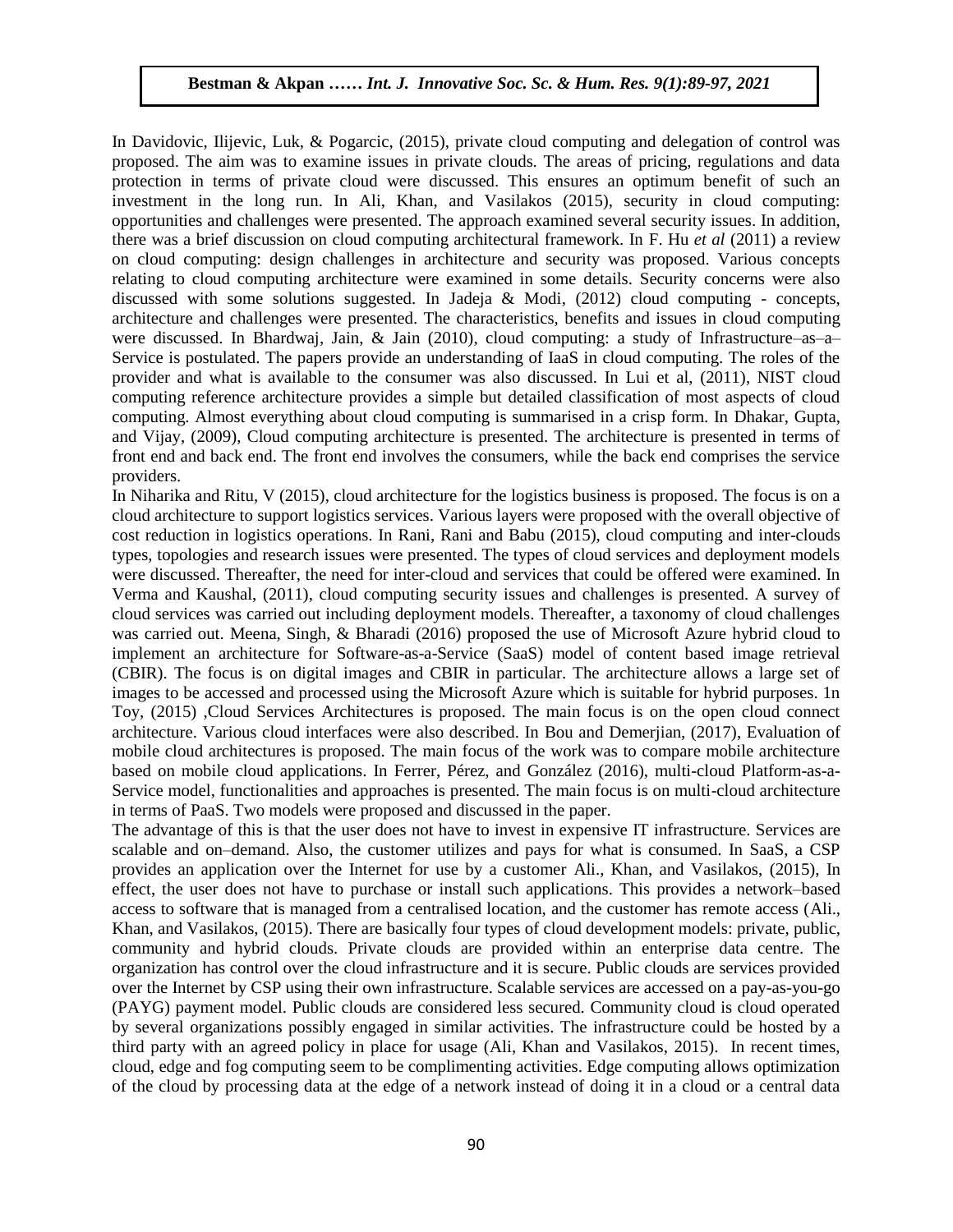In Davidovic, Ilijevic, Luk, & Pogarcic, (2015), private cloud computing and delegation of control was proposed. The aim was to examine issues in private clouds. The areas of pricing, regulations and data protection in terms of private cloud were discussed. This ensures an optimum benefit of such an investment in the long run. In Ali, Khan, and Vasilakos (2015), security in cloud computing: opportunities and challenges were presented. The approach examined several security issues. In addition, there was a brief discussion on cloud computing architectural framework. In F. Hu *et al* (2011) a review on cloud computing: design challenges in architecture and security was proposed. Various concepts relating to cloud computing architecture were examined in some details. Security concerns were also discussed with some solutions suggested. In Jadeja & Modi, (2012) cloud computing - concepts, architecture and challenges were presented. The characteristics, benefits and issues in cloud computing were discussed. In Bhardwaj, Jain, & Jain (2010), cloud computing: a study of Infrastructure–as–a–Service is postulated. The papers provide an understanding of IaaS in cloud computing. The roles of the provider and what is available to the consumer was also discussed. In Lui et al, (2011), NIST cloud computing reference architecture provides a simple but detailed classification of most aspects of cloud computing. Almost everything about cloud computing is summarised in a crisp form. In Dhakar, Gupta, and Vijay, (2009), Cloud computing architecture is presented. The architecture is presented in terms of front end and back end. The front end involves the consumers, while the back end comprises the service providers.

In Niharika and Ritu, V (2015), cloud architecture for the logistics business is proposed. The focus is on a cloud architecture to support logistics services. Various layers were proposed with the overall objective of cost reduction in logistics operations. In Rani, Rani and Babu (2015), cloud computing and inter-clouds types, topologies and research issues were presented. The types of cloud services and deployment models were discussed. Thereafter, the need for inter-cloud and services that could be offered were examined. In Verma and Kaushal, (2011), cloud computing security issues and challenges is presented. A survey of cloud services was carried out including deployment models. Thereafter, a taxonomy of cloud challenges was carried out. Meena, Singh, & Bharadi (2016) proposed the use of Microsoft Azure hybrid cloud to implement an architecture for Software-as-a-Service (SaaS) model of content based image retrieval (CBIR). The focus is on digital images and CBIR in particular. The architecture allows a large set of images to be accessed and processed using the Microsoft Azure which is suitable for hybrid purposes. 1n Toy, (2015) ,Cloud Services Architectures is proposed. The main focus is on the open cloud connect architecture. Various cloud interfaces were also described. In Bou and Demerjian, (2017), Evaluation of mobile cloud architectures is proposed. The main focus of the work was to compare mobile architecture based on mobile cloud applications. In Ferrer, Pérez, and González (2016), multi-cloud Platform-as-a-Service model, functionalities and approaches is presented. The main focus is on multi-cloud architecture in terms of PaaS. Two models were proposed and discussed in the paper.

The advantage of this is that the user does not have to invest in expensive IT infrastructure. Services are scalable and on–demand. Also, the customer utilizes and pays for what is consumed. In SaaS, a CSP provides an application over the Internet for use by a customer Ali., Khan, and Vasilakos, (2015), In effect, the user does not have to purchase or install such applications. This provides a network–based access to software that is managed from a centralised location, and the customer has remote access (Ali., Khan, and Vasilakos, (2015). There are basically four types of cloud development models: private, public, community and hybrid clouds. Private clouds are provided within an enterprise data centre. The organization has control over the cloud infrastructure and it is secure. Public clouds are services provided over the Internet by CSP using their own infrastructure. Scalable services are accessed on a pay-as-you-go (PAYG) payment model. Public clouds are considered less secured. Community cloud is cloud operated by several organizations possibly engaged in similar activities. The infrastructure could be hosted by a third party with an agreed policy in place for usage (Ali, Khan and Vasilakos, 2015). In recent times, cloud, edge and fog computing seem to be complimenting activities. Edge computing allows optimization of the cloud by processing data at the edge of a network instead of doing it in a cloud or a central data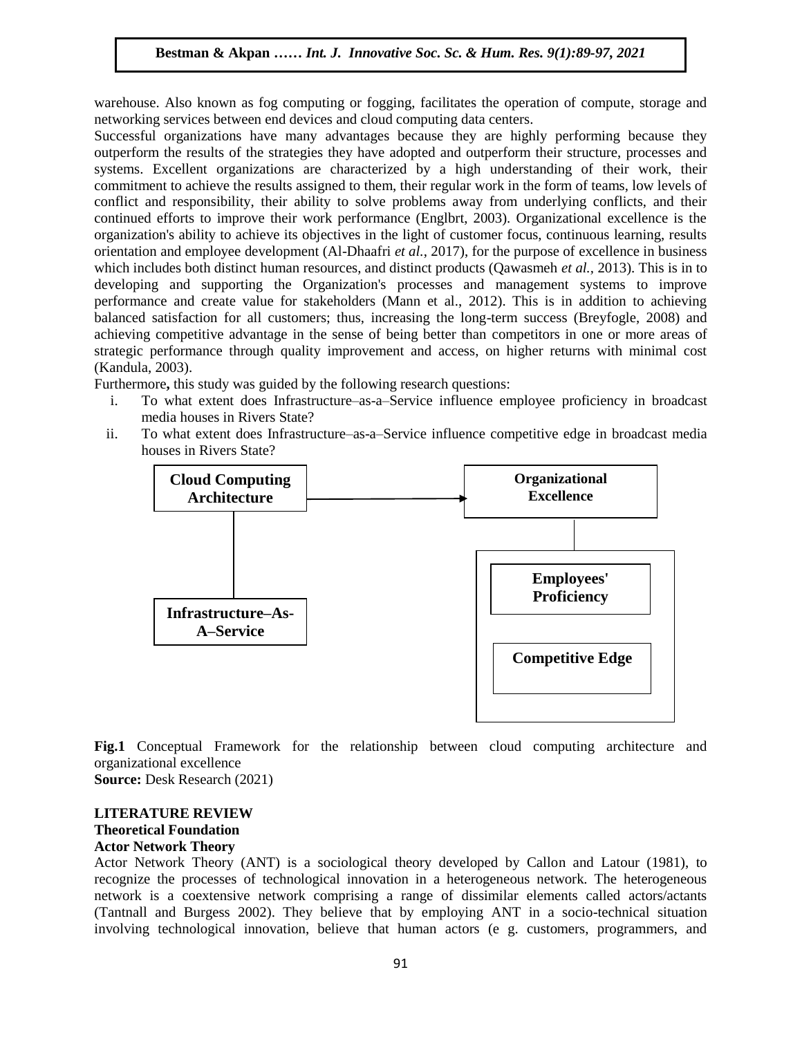warehouse. Also known as fog computing or fogging, facilitates the operation of compute, storage and networking services between end devices and cloud computing data centers.

Successful organizations have many advantages because they are highly performing because they outperform the results of the strategies they have adopted and outperform their structure, processes and systems. Excellent organizations are characterized by a high understanding of their work, their commitment to achieve the results assigned to them, their regular work in the form of teams, low levels of conflict and responsibility, their ability to solve problems away from underlying conflicts, and their continued efforts to improve their work performance (Englbrt, 2003). Organizational excellence is the organization's ability to achieve its objectives in the light of customer focus, continuous learning, results orientation and employee development (Al-Dhaafri *et al.*, 2017), for the purpose of excellence in business which includes both distinct human resources, and distinct products (Qawasmeh *et al.*, 2013). This is in to developing and supporting the Organization's processes and management systems to improve performance and create value for stakeholders (Mann et al., 2012). This is in addition to achieving balanced satisfaction for all customers; thus, increasing the long-term success (Breyfogle, 2008) and achieving competitive advantage in the sense of being better than competitors in one or more areas of strategic performance through quality improvement and access, on higher returns with minimal cost (Kandula, 2003).

Furthermore**,** this study was guided by the following research questions:

i. To what extent does Infrastructure–as-a–Service influence employee proficiency in broadcast media houses in Rivers State?
ii. To what extent does Infrastructure–as-a–Service influence competitive edge in broadcast media houses in Rivers State?

**Cloud Computing Architecture** → **Organizational Excellence**

**Infrastructure–As-A–Service** | **Employees' Proficiency**, **Competitive Edge**

**Fig.1** Conceptual Framework for the relationship between cloud computing architecture and organizational excellence
**Source:** Desk Research (2021)

## LITERATURE REVIEW

### Theoretical Foundation

#### Actor Network Theory

Actor Network Theory (ANT) is a sociological theory developed by Callon and Latour (1981), to recognize the processes of technological innovation in a heterogeneous network. The heterogeneous network is a coextensive network comprising a range of dissimilar elements called actors/actants (Tantnall and Burgess 2002). They believe that by employing ANT in a socio-technical situation involving technological innovation, believe that human actors (e g. customers, programmers, and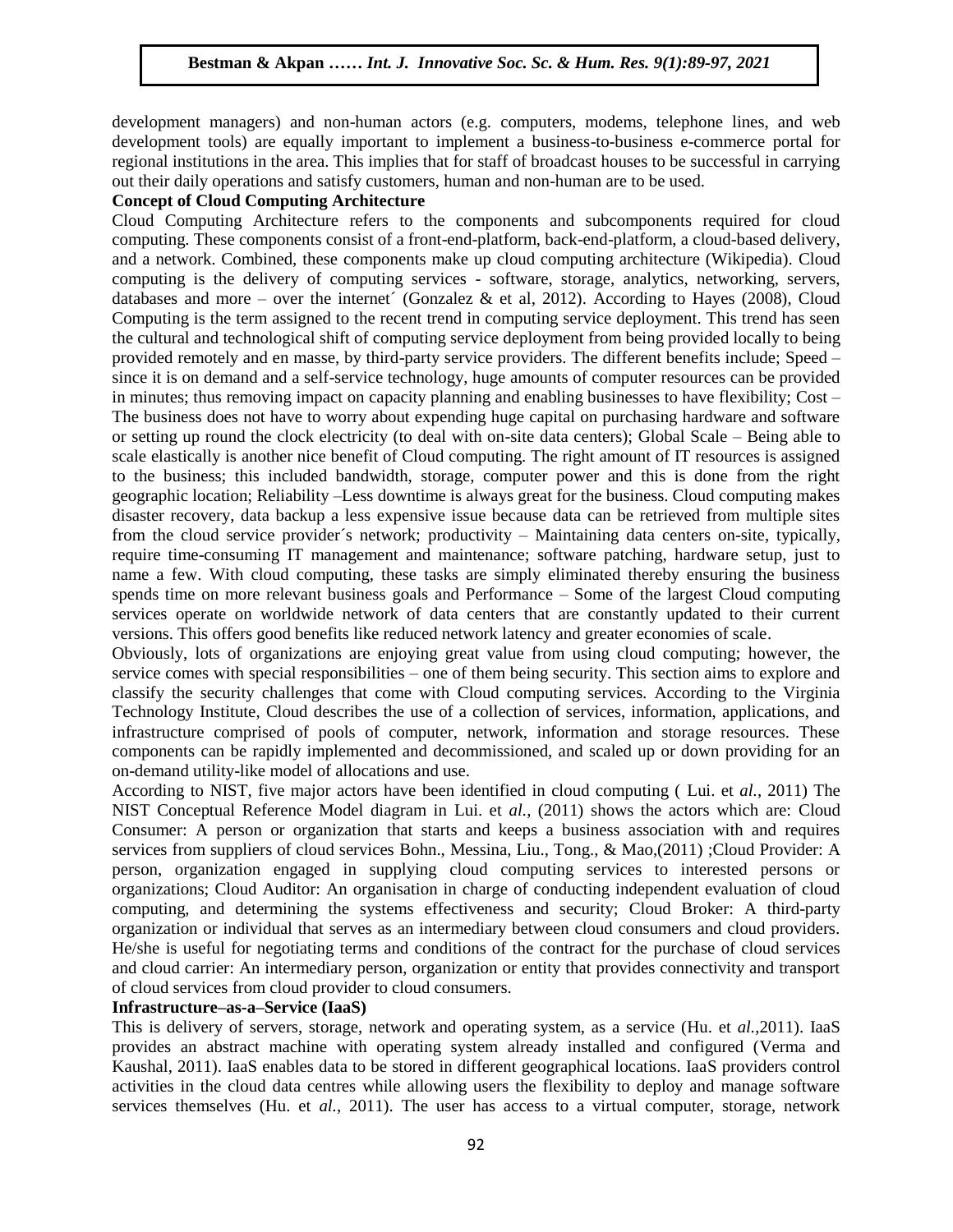development managers) and non-human actors (e.g. computers, modems, telephone lines, and web development tools) are equally important to implement a business-to-business e-commerce portal for regional institutions in the area. This implies that for staff of broadcast houses to be successful in carrying out their daily operations and satisfy customers, human and non-human are to be used.

**Concept of Cloud Computing Architecture**

Cloud Computing Architecture refers to the components and subcomponents required for cloud computing. These components consist of a front-end-platform, back-end-platform, a cloud-based delivery, and a network. Combined, these components make up cloud computing architecture (Wikipedia). Cloud computing is the delivery of computing services - software, storage, analytics, networking, servers, databases and more – over the internet´ (Gonzalez & et al, 2012). According to Hayes (2008), Cloud Computing is the term assigned to the recent trend in computing service deployment. This trend has seen the cultural and technological shift of computing service deployment from being provided locally to being provided remotely and en masse, by third-party service providers. The different benefits include; Speed – since it is on demand and a self-service technology, huge amounts of computer resources can be provided in minutes; thus removing impact on capacity planning and enabling businesses to have flexibility; Cost – The business does not have to worry about expending huge capital on purchasing hardware and software or setting up round the clock electricity (to deal with on-site data centers); Global Scale – Being able to scale elastically is another nice benefit of Cloud computing. The right amount of IT resources is assigned to the business; this included bandwidth, storage, computer power and this is done from the right geographic location; Reliability –Less downtime is always great for the business. Cloud computing makes disaster recovery, data backup a less expensive issue because data can be retrieved from multiple sites from the cloud service provider´s network; productivity – Maintaining data centers on-site, typically, require time-consuming IT management and maintenance; software patching, hardware setup, just to name a few. With cloud computing, these tasks are simply eliminated thereby ensuring the business spends time on more relevant business goals and Performance – Some of the largest Cloud computing services operate on worldwide network of data centers that are constantly updated to their current versions. This offers good benefits like reduced network latency and greater economies of scale.

Obviously, lots of organizations are enjoying great value from using cloud computing; however, the service comes with special responsibilities – one of them being security. This section aims to explore and classify the security challenges that come with Cloud computing services. According to the Virginia Technology Institute, Cloud describes the use of a collection of services, information, applications, and infrastructure comprised of pools of computer, network, information and storage resources. These components can be rapidly implemented and decommissioned, and scaled up or down providing for an on-demand utility-like model of allocations and use.

According to NIST, five major actors have been identified in cloud computing ( Lui. et *al.,* 2011) The NIST Conceptual Reference Model diagram in Lui. et *al.,* (2011) shows the actors which are: Cloud Consumer: A person or organization that starts and keeps a business association with and requires services from suppliers of cloud services Bohn., Messina, Liu., Tong., & Mao,(2011) ;Cloud Provider: A person, organization engaged in supplying cloud computing services to interested persons or organizations; Cloud Auditor: An organisation in charge of conducting independent evaluation of cloud computing, and determining the systems effectiveness and security; Cloud Broker: A third-party organization or individual that serves as an intermediary between cloud consumers and cloud providers. He/she is useful for negotiating terms and conditions of the contract for the purchase of cloud services and cloud carrier: An intermediary person, organization or entity that provides connectivity and transport of cloud services from cloud provider to cloud consumers.

**Infrastructure–as-a–Service (IaaS)**

This is delivery of servers, storage, network and operating system, as a service (Hu. et *al.,*2011). IaaS provides an abstract machine with operating system already installed and configured (Verma and Kaushal, 2011). IaaS enables data to be stored in different geographical locations. IaaS providers control activities in the cloud data centres while allowing users the flexibility to deploy and manage software services themselves (Hu. et *al.,* 2011). The user has access to a virtual computer, storage, network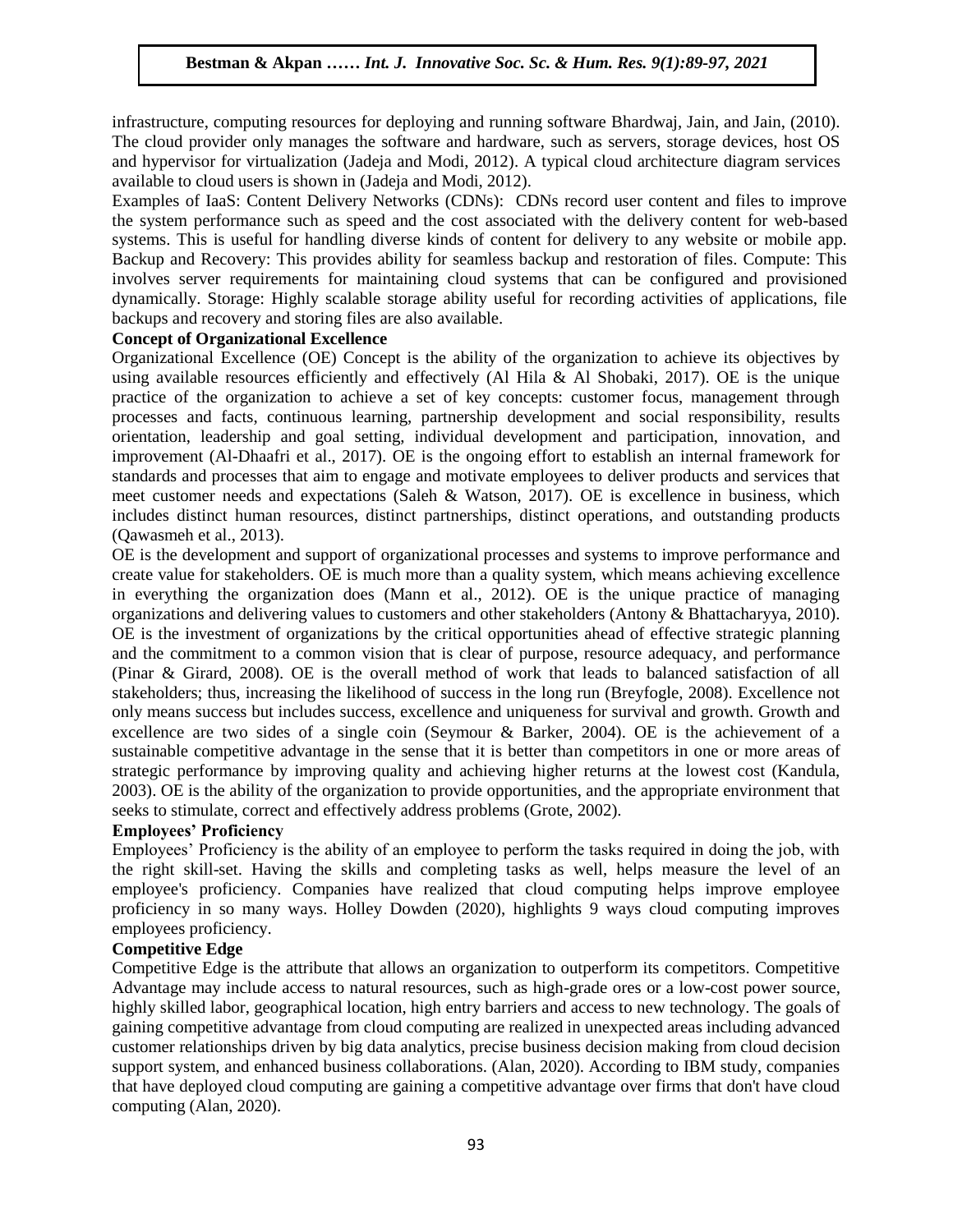infrastructure, computing resources for deploying and running software Bhardwaj, Jain, and Jain, (2010). The cloud provider only manages the software and hardware, such as servers, storage devices, host OS and hypervisor for virtualization (Jadeja and Modi, 2012). A typical cloud architecture diagram services available to cloud users is shown in (Jadeja and Modi, 2012).

Examples of IaaS: Content Delivery Networks (CDNs): CDNs record user content and files to improve the system performance such as speed and the cost associated with the delivery content for web-based systems. This is useful for handling diverse kinds of content for delivery to any website or mobile app. Backup and Recovery: This provides ability for seamless backup and restoration of files. Compute: This involves server requirements for maintaining cloud systems that can be configured and provisioned dynamically. Storage: Highly scalable storage ability useful for recording activities of applications, file backups and recovery and storing files are also available.

**Concept of Organizational Excellence**

Organizational Excellence (OE) Concept is the ability of the organization to achieve its objectives by using available resources efficiently and effectively (Al Hila & Al Shobaki, 2017). OE is the unique practice of the organization to achieve a set of key concepts: customer focus, management through processes and facts, continuous learning, partnership development and social responsibility, results orientation, leadership and goal setting, individual development and participation, innovation, and improvement (Al-Dhaafri et al., 2017). OE is the ongoing effort to establish an internal framework for standards and processes that aim to engage and motivate employees to deliver products and services that meet customer needs and expectations (Saleh & Watson, 2017). OE is excellence in business, which includes distinct human resources, distinct partnerships, distinct operations, and outstanding products (Qawasmeh et al., 2013).

OE is the development and support of organizational processes and systems to improve performance and create value for stakeholders. OE is much more than a quality system, which means achieving excellence in everything the organization does (Mann et al., 2012). OE is the unique practice of managing organizations and delivering values to customers and other stakeholders (Antony & Bhattacharyya, 2010). OE is the investment of organizations by the critical opportunities ahead of effective strategic planning and the commitment to a common vision that is clear of purpose, resource adequacy, and performance (Pinar & Girard, 2008). OE is the overall method of work that leads to balanced satisfaction of all stakeholders; thus, increasing the likelihood of success in the long run (Breyfogle, 2008). Excellence not only means success but includes success, excellence and uniqueness for survival and growth. Growth and excellence are two sides of a single coin (Seymour & Barker, 2004). OE is the achievement of a sustainable competitive advantage in the sense that it is better than competitors in one or more areas of strategic performance by improving quality and achieving higher returns at the lowest cost (Kandula, 2003). OE is the ability of the organization to provide opportunities, and the appropriate environment that seeks to stimulate, correct and effectively address problems (Grote, 2002).

**Employees' Proficiency**

Employees' Proficiency is the ability of an employee to perform the tasks required in doing the job, with the right skill-set. Having the skills and completing tasks as well, helps measure the level of an employee's proficiency. Companies have realized that cloud computing helps improve employee proficiency in so many ways. Holley Dowden (2020), highlights 9 ways cloud computing improves employees proficiency.

**Competitive Edge**

Competitive Edge is the attribute that allows an organization to outperform its competitors. Competitive Advantage may include access to natural resources, such as high-grade ores or a low-cost power source, highly skilled labor, geographical location, high entry barriers and access to new technology. The goals of gaining competitive advantage from cloud computing are realized in unexpected areas including advanced customer relationships driven by big data analytics, precise business decision making from cloud decision support system, and enhanced business collaborations. (Alan, 2020). According to IBM study, companies that have deployed cloud computing are gaining a competitive advantage over firms that don't have cloud computing (Alan, 2020).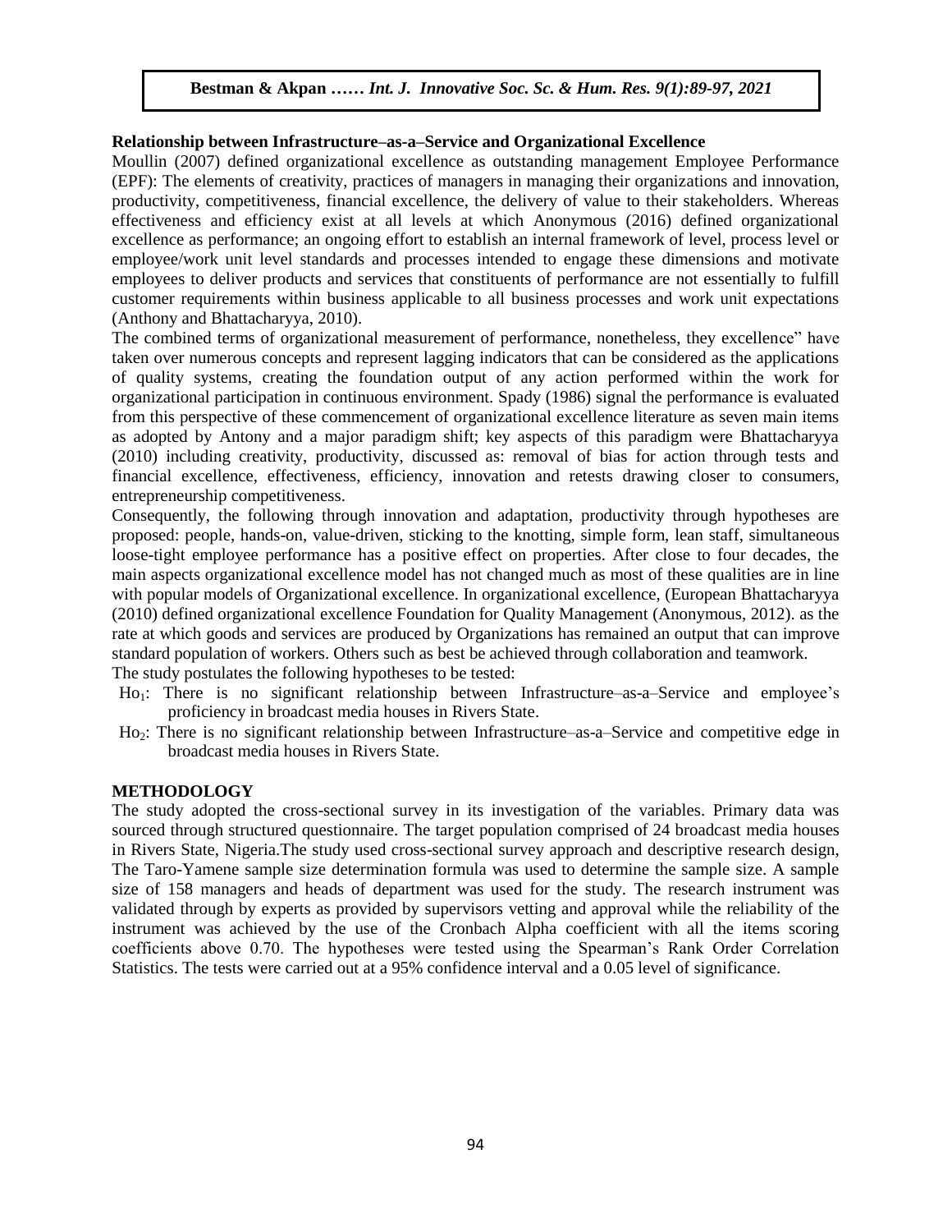**Relationship between Infrastructure–as-a–Service and Organizational Excellence**

Moullin (2007) defined organizational excellence as outstanding management Employee Performance (EPF): The elements of creativity, practices of managers in managing their organizations and innovation, productivity, competitiveness, financial excellence, the delivery of value to their stakeholders. Whereas effectiveness and efficiency exist at all levels at which Anonymous (2016) defined organizational excellence as performance; an ongoing effort to establish an internal framework of level, process level or employee/work unit level standards and processes intended to engage these dimensions and motivate employees to deliver products and services that constituents of performance are not essentially to fulfill customer requirements within business applicable to all business processes and work unit expectations (Anthony and Bhattacharyya, 2010).

The combined terms of organizational measurement of performance, nonetheless, they excellence" have taken over numerous concepts and represent lagging indicators that can be considered as the applications of quality systems, creating the foundation output of any action performed within the work for organizational participation in continuous environment. Spady (1986) signal the performance is evaluated from this perspective of these commencement of organizational excellence literature as seven main items as adopted by Antony and a major paradigm shift; key aspects of this paradigm were Bhattacharyya (2010) including creativity, productivity, discussed as: removal of bias for action through tests and financial excellence, effectiveness, efficiency, innovation and retests drawing closer to consumers, entrepreneurship competitiveness.

Consequently, the following through innovation and adaptation, productivity through hypotheses are proposed: people, hands-on, value-driven, sticking to the knotting, simple form, lean staff, simultaneous loose-tight employee performance has a positive effect on properties. After close to four decades, the main aspects organizational excellence model has not changed much as most of these qualities are in line with popular models of Organizational excellence. In organizational excellence, (European Bhattacharyya (2010) defined organizational excellence Foundation for Quality Management (Anonymous, 2012). as the rate at which goods and services are produced by Organizations has remained an output that can improve standard population of workers. Others such as best be achieved through collaboration and teamwork.

The study postulates the following hypotheses to be tested:

- $Ho_1$: There is no significant relationship between Infrastructure–as-a–Service and employee's proficiency in broadcast media houses in Rivers State.
- $Ho_2$: There is no significant relationship between Infrastructure–as-a–Service and competitive edge in broadcast media houses in Rivers State.

## METHODOLOGY

The study adopted the cross-sectional survey in its investigation of the variables. Primary data was sourced through structured questionnaire. The target population comprised of 24 broadcast media houses in Rivers State, Nigeria.The study used cross-sectional survey approach and descriptive research design, The Taro-Yamene sample size determination formula was used to determine the sample size. A sample size of 158 managers and heads of department was used for the study. The research instrument was validated through by experts as provided by supervisors vetting and approval while the reliability of the instrument was achieved by the use of the Cronbach Alpha coefficient with all the items scoring coefficients above 0.70. The hypotheses were tested using the Spearman's Rank Order Correlation Statistics. The tests were carried out at a 95% confidence interval and a 0.05 level of significance.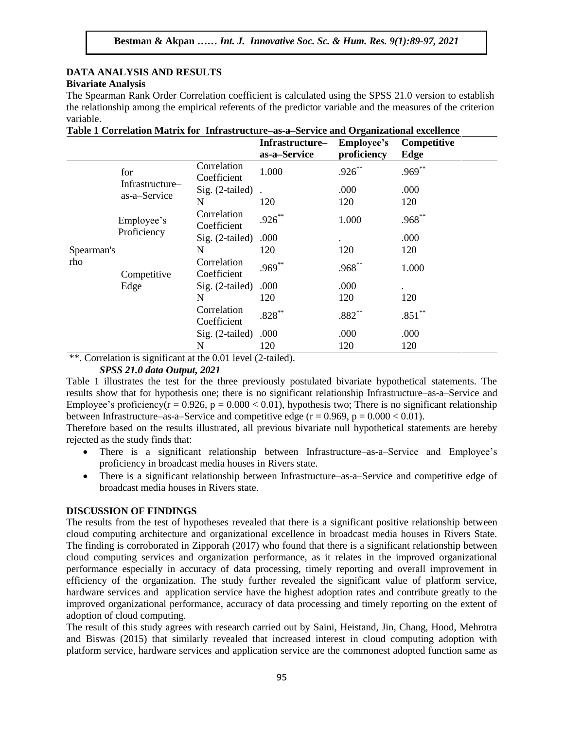## DATA ANALYSIS AND RESULTS

### Bivariate Analysis

The Spearman Rank Order Correlation coefficient is calculated using the SPSS 21.0 version to establish the relationship among the empirical referents of the predictor variable and the measures of the criterion variable.

**Table 1 Correlation Matrix for Infrastructure–as-a–Service and Organizational excellence**

| | | | Infrastructure–as-a–Service | Employee's proficiency | Competitive Edge |
|---|---|---|---|---|---|
| Spearman's rho | for Infrastructure–as-a–Service | Correlation Coefficient | 1.000 | .926** | .969** |
| | | Sig. (2-tailed) | . | .000 | .000 |
| | | N | 120 | 120 | 120 |
| | Employee's Proficiency | Correlation Coefficient | .926** | 1.000 | .968** |
| | | Sig. (2-tailed) | .000 | . | .000 |
| | | N | 120 | 120 | 120 |
| | Competitive Edge | Correlation Coefficient | .969** | .968** | 1.000 |
| | | Sig. (2-tailed) | .000 | .000 | . |
| | | N | 120 | 120 | 120 |
| | | Correlation Coefficient | .828** | .882** | .851** |
| | | Sig. (2-tailed) | .000 | .000 | .000 |
| | | N | 120 | 120 | 120 |

**. Correlation is significant at the 0.01 level (2-tailed).

***SPSS 21.0 data Output, 2021***

Table 1 illustrates the test for the three previously postulated bivariate hypothetical statements. The results show that for hypothesis one; there is no significant relationship Infrastructure–as-a–Service and Employee's proficiency($r = 0.926$, $p = 0.000 < 0.01$), hypothesis two; There is no significant relationship between Infrastructure–as-a–Service and competitive edge ($r = 0.969$, $p = 0.000 < 0.01$).

Therefore based on the results illustrated, all previous bivariate null hypothetical statements are hereby rejected as the study finds that:

- There is a significant relationship between Infrastructure–as-a–Service and Employee's proficiency in broadcast media houses in Rivers state.
- There is a significant relationship between Infrastructure–as-a–Service and competitive edge of broadcast media houses in Rivers state.

## DISCUSSION OF FINDINGS

The results from the test of hypotheses revealed that there is a significant positive relationship between cloud computing architecture and organizational excellence in broadcast media houses in Rivers State. The finding is corroborated in Zipporah (2017) who found that there is a significant relationship between cloud computing services and organization performance, as it relates in the improved organizational performance especially in accuracy of data processing, timely reporting and overall improvement in efficiency of the organization. The study further revealed the significant value of platform service, hardware services and application service have the highest adoption rates and contribute greatly to the improved organizational performance, accuracy of data processing and timely reporting on the extent of adoption of cloud computing.

The result of this study agrees with research carried out by Saini, Heistand, Jin, Chang, Hood, Mehrotra and Biswas (2015) that similarly revealed that increased interest in cloud computing adoption with platform service, hardware services and application service are the commonest adopted function same as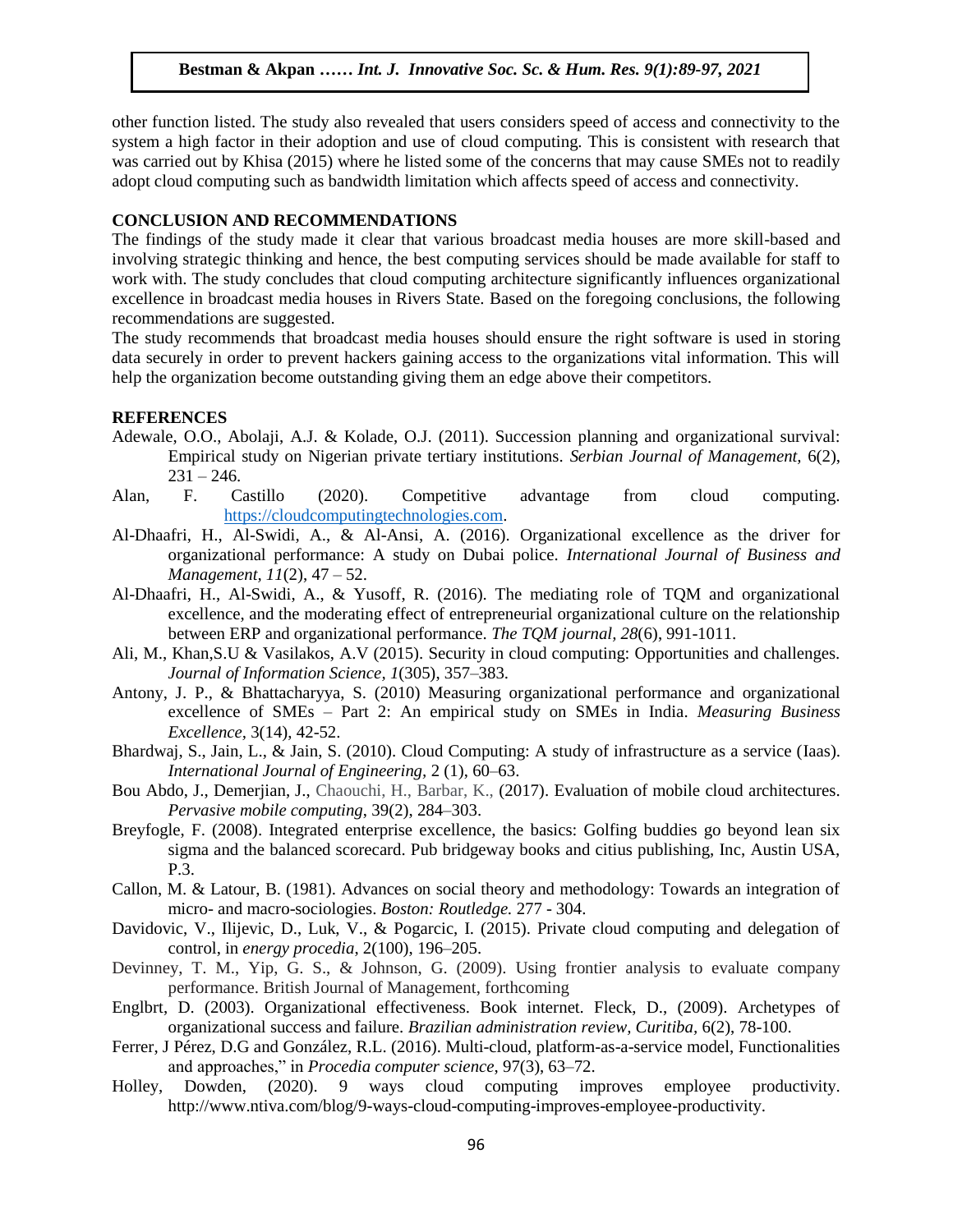other function listed. The study also revealed that users considers speed of access and connectivity to the system a high factor in their adoption and use of cloud computing. This is consistent with research that was carried out by Khisa (2015) where he listed some of the concerns that may cause SMEs not to readily adopt cloud computing such as bandwidth limitation which affects speed of access and connectivity.

## CONCLUSION AND RECOMMENDATIONS

The findings of the study made it clear that various broadcast media houses are more skill-based and involving strategic thinking and hence, the best computing services should be made available for staff to work with. The study concludes that cloud computing architecture significantly influences organizational excellence in broadcast media houses in Rivers State. Based on the foregoing conclusions, the following recommendations are suggested.

The study recommends that broadcast media houses should ensure the right software is used in storing data securely in order to prevent hackers gaining access to the organizations vital information. This will help the organization become outstanding giving them an edge above their competitors.

## REFERENCES

Adewale, O.O., Abolaji, A.J. & Kolade, O.J. (2011). Succession planning and organizational survival: Empirical study on Nigerian private tertiary institutions. *Serbian Journal of Management,* 6(2), 231 – 246.

Alan, F. Castillo (2020). Competitive advantage from cloud computing. https://cloudcomputingtechnologies.com.

Al-Dhaafri, H., Al-Swidi, A., & Al-Ansi, A. (2016). Organizational excellence as the driver for organizational performance: A study on Dubai police. *International Journal of Business and Management, 11*(2), 47 – 52.

Al-Dhaafri, H., Al-Swidi, A., & Yusoff, R. (2016). The mediating role of TQM and organizational excellence, and the moderating effect of entrepreneurial organizational culture on the relationship between ERP and organizational performance. *The TQM journal, 28*(6), 991-1011.

Ali, M., Khan,S.U & Vasilakos, A.V (2015). Security in cloud computing: Opportunities and challenges. *Journal of Information Science, 1*(305), 357–383.

Antony, J. P., & Bhattacharyya, S. (2010) Measuring organizational performance and organizational excellence of SMEs – Part 2: An empirical study on SMEs in India. *Measuring Business Excellence,* 3(14), 42-52.

Bhardwaj, S., Jain, L., & Jain, S. (2010). Cloud Computing: A study of infrastructure as a service (Iaas). *International Journal of Engineering,* 2 (1), 60–63.

Bou Abdo, J., Demerjian, J., Chaouchi, H., Barbar, K., (2017). Evaluation of mobile cloud architectures. *Pervasive mobile computing*, 39(2), 284–303.

Breyfogle, F. (2008). Integrated enterprise excellence, the basics: Golfing buddies go beyond lean six sigma and the balanced scorecard. Pub bridgeway books and citius publishing, Inc, Austin USA, P.3.

Callon, M. & Latour, B. (1981). Advances on social theory and methodology: Towards an integration of micro- and macro-sociologies. *Boston: Routledge.* 277 - 304.

Davidovic, V., Ilijevic, D., Luk, V., & Pogarcic, I. (2015). Private cloud computing and delegation of control, in *energy procedia*, 2(100), 196–205.

Devinney, T. M., Yip, G. S., & Johnson, G. (2009). Using frontier analysis to evaluate company performance. British Journal of Management, forthcoming

Englbrt, D. (2003). Organizational effectiveness. Book internet. Fleck, D., (2009). Archetypes of organizational success and failure. *Brazilian administration review, Curitiba*, 6(2), 78-100.

Ferrer, J Pérez, D.G and González, R.L. (2016). Multi-cloud, platform-as-a-service model, Functionalities and approaches," in *Procedia computer science*, 97(3), 63–72.

Holley, Dowden, (2020). 9 ways cloud computing improves employee productivity. http://www.ntiva.com/blog/9-ways-cloud-computing-improves-employee-productivity.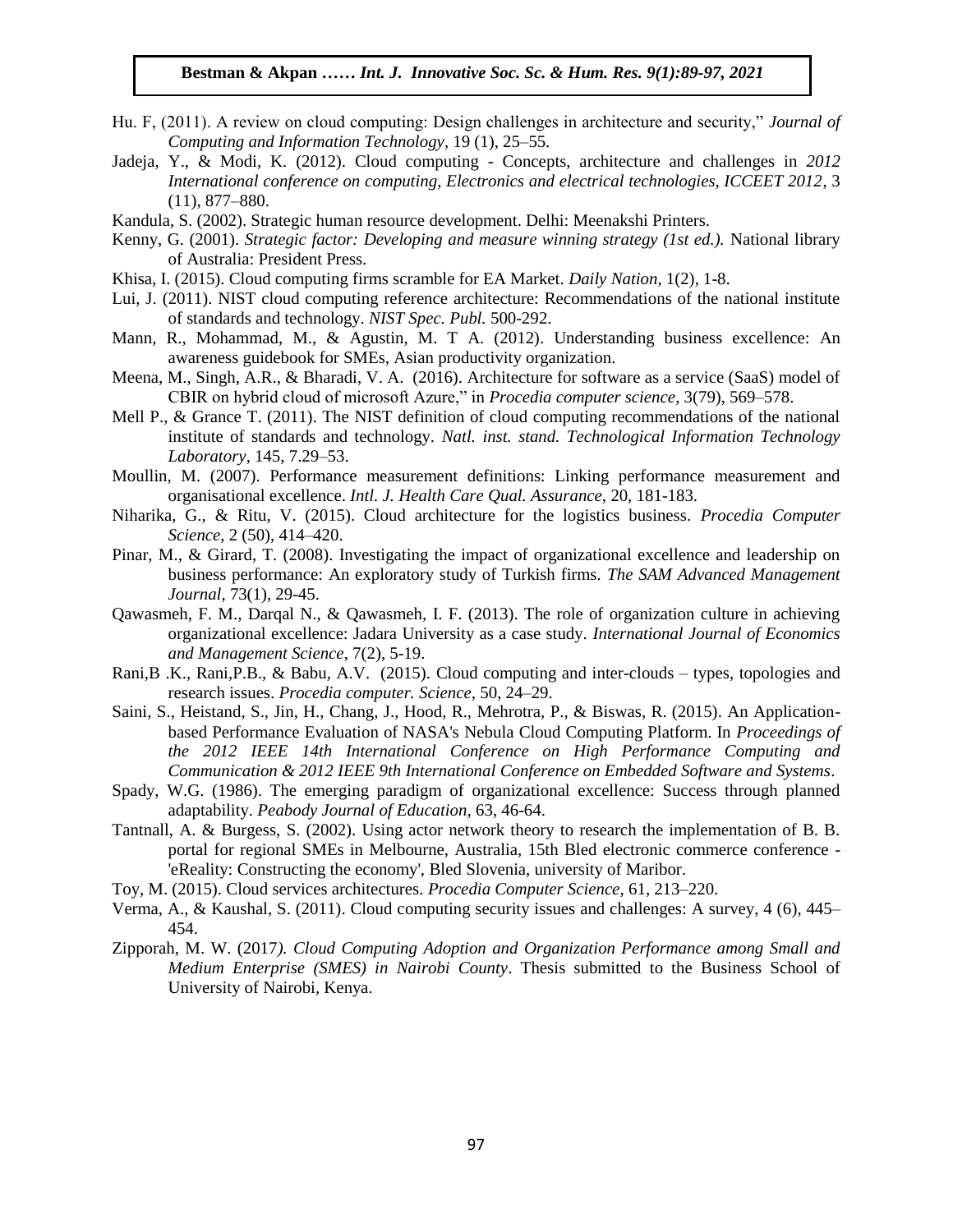Hu. F, (2011). A review on cloud computing: Design challenges in architecture and security," *Journal of Computing and Information Technology*, 19 (1), 25–55.

Jadeja, Y., & Modi, K. (2012). Cloud computing - Concepts, architecture and challenges in *2012 International conference on computing, Electronics and electrical technologies, ICCEET 2012*, 3 (11), 877–880.

Kandula, S. (2002). Strategic human resource development. Delhi: Meenakshi Printers.

Kenny, G. (2001). *Strategic factor: Developing and measure winning strategy (1st ed.).* National library of Australia: President Press.

Khisa, I. (2015). Cloud computing firms scramble for EA Market. *Daily Nation*, 1(2), 1-8.

Lui, J. (2011). NIST cloud computing reference architecture: Recommendations of the national institute of standards and technology. *NIST Spec. Publ.* 500-292.

Mann, R., Mohammad, M., & Agustin, M. T A. (2012). Understanding business excellence: An awareness guidebook for SMEs, Asian productivity organization.

Meena, M., Singh, A.R., & Bharadi, V. A. (2016). Architecture for software as a service (SaaS) model of CBIR on hybrid cloud of microsoft Azure," in *Procedia computer science*, 3(79), 569–578.

Mell P., & Grance T. (2011). The NIST definition of cloud computing recommendations of the national institute of standards and technology. *Natl. inst. stand. Technological Information Technology Laboratory*, 145, 7.29–53.

Moullin, M. (2007). Performance measurement definitions: Linking performance measurement and organisational excellence. *Intl. J. Health Care Qual. Assurance,* 20, 181-183.

Niharika, G., & Ritu, V. (2015). Cloud architecture for the logistics business. *Procedia Computer Science*, 2 (50), 414–420.

Pinar, M., & Girard, T. (2008). Investigating the impact of organizational excellence and leadership on business performance: An exploratory study of Turkish firms. *The SAM Advanced Management Journal*, 73(1), 29-45.

Qawasmeh, F. M., Darqal N., & Qawasmeh, I. F. (2013). The role of organization culture in achieving organizational excellence: Jadara University as a case study. *International Journal of Economics and Management Science*, 7(2), 5-19.

Rani,B .K., Rani,P.B., & Babu, A.V. (2015). Cloud computing and inter-clouds – types, topologies and research issues. *Procedia computer. Science*, 50, 24–29.

Saini, S., Heistand, S., Jin, H., Chang, J., Hood, R., Mehrotra, P., & Biswas, R. (2015). An Application-based Performance Evaluation of NASA's Nebula Cloud Computing Platform. In *Proceedings of the 2012 IEEE 14th International Conference on High Performance Computing and Communication & 2012 IEEE 9th International Conference on Embedded Software and Systems*.

Spady, W.G. (1986). The emerging paradigm of organizational excellence: Success through planned adaptability. *Peabody Journal of Education*, 63, 46-64.

Tantnall, A. & Burgess, S. (2002). Using actor network theory to research the implementation of B. B. portal for regional SMEs in Melbourne, Australia, 15th Bled electronic commerce conference - 'eReality: Constructing the economy', Bled Slovenia, university of Maribor.

Toy, M. (2015). Cloud services architectures. *Procedia Computer Science*, 61, 213–220.

Verma, A., & Kaushal, S. (2011). Cloud computing security issues and challenges: A survey, 4 (6), 445–454.

Zipporah, M. W. (2017*). Cloud Computing Adoption and Organization Performance among Small and Medium Enterprise (SMES) in Nairobi County*. Thesis submitted to the Business School of University of Nairobi, Kenya.